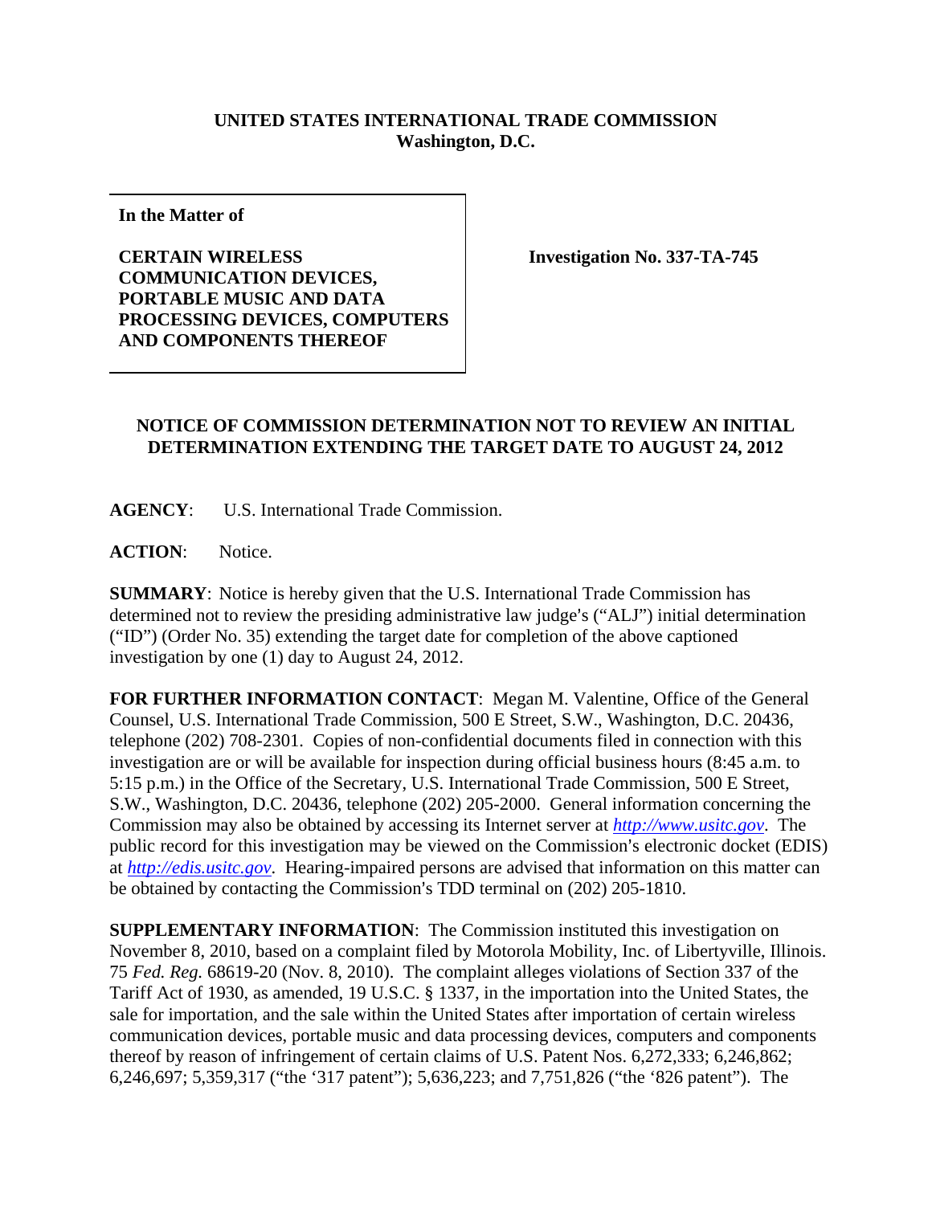**UNITED STATES INTERNATIONAL TRADE COMMISSION**
**Washington, D.C.**

**In the Matter of**

**CERTAIN WIRELESS COMMUNICATION DEVICES, PORTABLE MUSIC AND DATA PROCESSING DEVICES, COMPUTERS AND COMPONENTS THEREOF**

**Investigation No. 337-TA-745**

**NOTICE OF COMMISSION DETERMINATION NOT TO REVIEW AN INITIAL DETERMINATION EXTENDING THE TARGET DATE TO AUGUST 24, 2012**

**AGENCY**: U.S. International Trade Commission.

**ACTION**: Notice.

**SUMMARY**: Notice is hereby given that the U.S. International Trade Commission has determined not to review the presiding administrative law judge's ("ALJ") initial determination ("ID") (Order No. 35) extending the target date for completion of the above captioned investigation by one (1) day to August 24, 2012.

**FOR FURTHER INFORMATION CONTACT**: Megan M. Valentine, Office of the General Counsel, U.S. International Trade Commission, 500 E Street, S.W., Washington, D.C. 20436, telephone (202) 708-2301. Copies of non-confidential documents filed in connection with this investigation are or will be available for inspection during official business hours (8:45 a.m. to 5:15 p.m.) in the Office of the Secretary, U.S. International Trade Commission, 500 E Street, S.W., Washington, D.C. 20436, telephone (202) 205-2000. General information concerning the Commission may also be obtained by accessing its Internet server at *http://www.usitc.gov*. The public record for this investigation may be viewed on the Commission's electronic docket (EDIS) at *http://edis.usitc.gov*. Hearing-impaired persons are advised that information on this matter can be obtained by contacting the Commission's TDD terminal on (202) 205-1810.

**SUPPLEMENTARY INFORMATION**: The Commission instituted this investigation on November 8, 2010, based on a complaint filed by Motorola Mobility, Inc. of Libertyville, Illinois. 75 *Fed. Reg.* 68619-20 (Nov. 8, 2010). The complaint alleges violations of Section 337 of the Tariff Act of 1930, as amended, 19 U.S.C. § 1337, in the importation into the United States, the sale for importation, and the sale within the United States after importation of certain wireless communication devices, portable music and data processing devices, computers and components thereof by reason of infringement of certain claims of U.S. Patent Nos. 6,272,333; 6,246,862; 6,246,697; 5,359,317 ("the '317 patent"); 5,636,223; and 7,751,826 ("the '826 patent"). The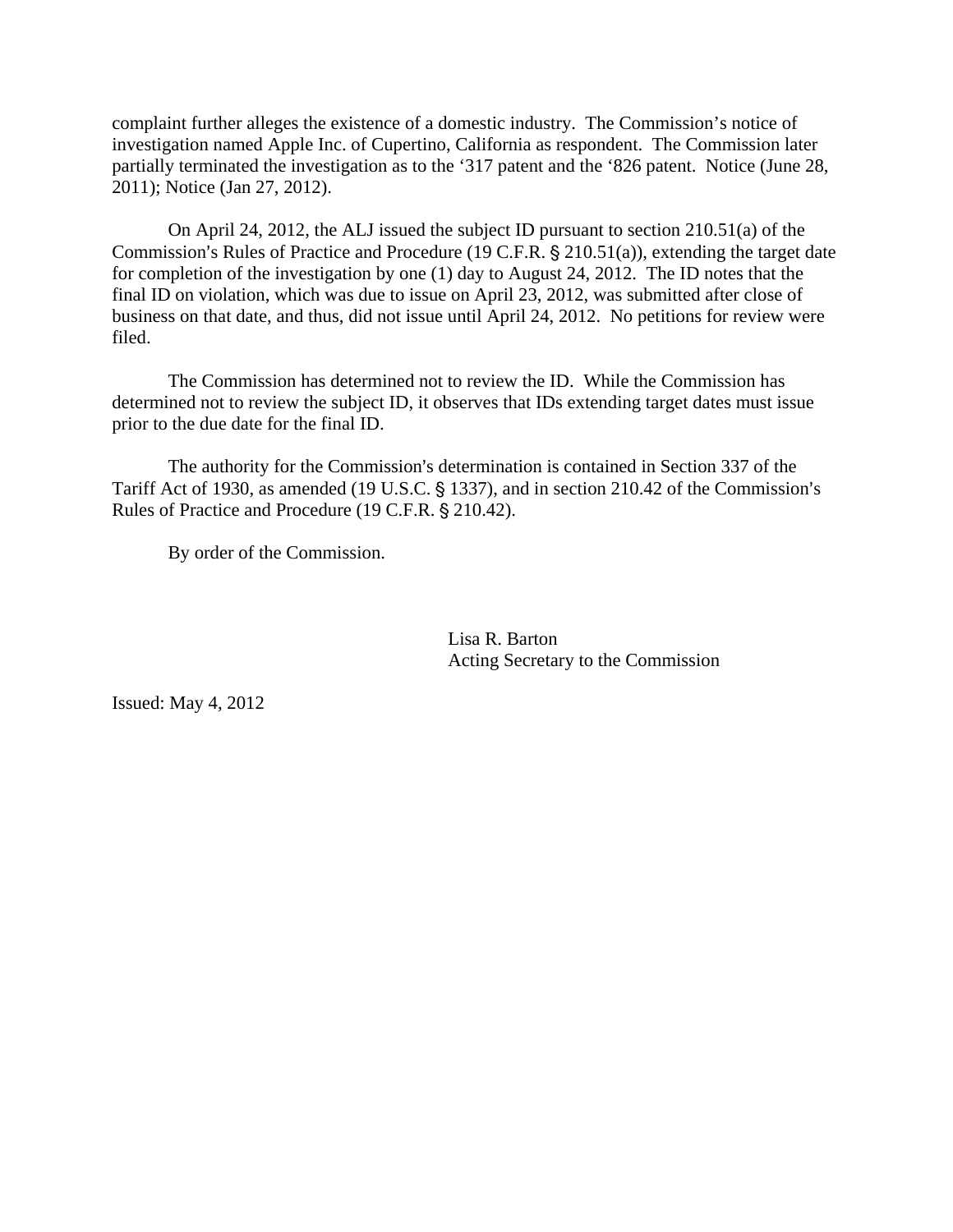complaint further alleges the existence of a domestic industry. The Commission's notice of investigation named Apple Inc. of Cupertino, California as respondent. The Commission later partially terminated the investigation as to the '317 patent and the '826 patent. Notice (June 28, 2011); Notice (Jan 27, 2012).

On April 24, 2012, the ALJ issued the subject ID pursuant to section 210.51(a) of the Commission's Rules of Practice and Procedure (19 C.F.R. § 210.51(a)), extending the target date for completion of the investigation by one (1) day to August 24, 2012. The ID notes that the final ID on violation, which was due to issue on April 23, 2012, was submitted after close of business on that date, and thus, did not issue until April 24, 2012. No petitions for review were filed.

The Commission has determined not to review the ID. While the Commission has determined not to review the subject ID, it observes that IDs extending target dates must issue prior to the due date for the final ID.

The authority for the Commission's determination is contained in Section 337 of the Tariff Act of 1930, as amended (19 U.S.C. § 1337), and in section 210.42 of the Commission's Rules of Practice and Procedure (19 C.F.R. § 210.42).

By order of the Commission.

Lisa R. Barton
Acting Secretary to the Commission

Issued: May 4, 2012